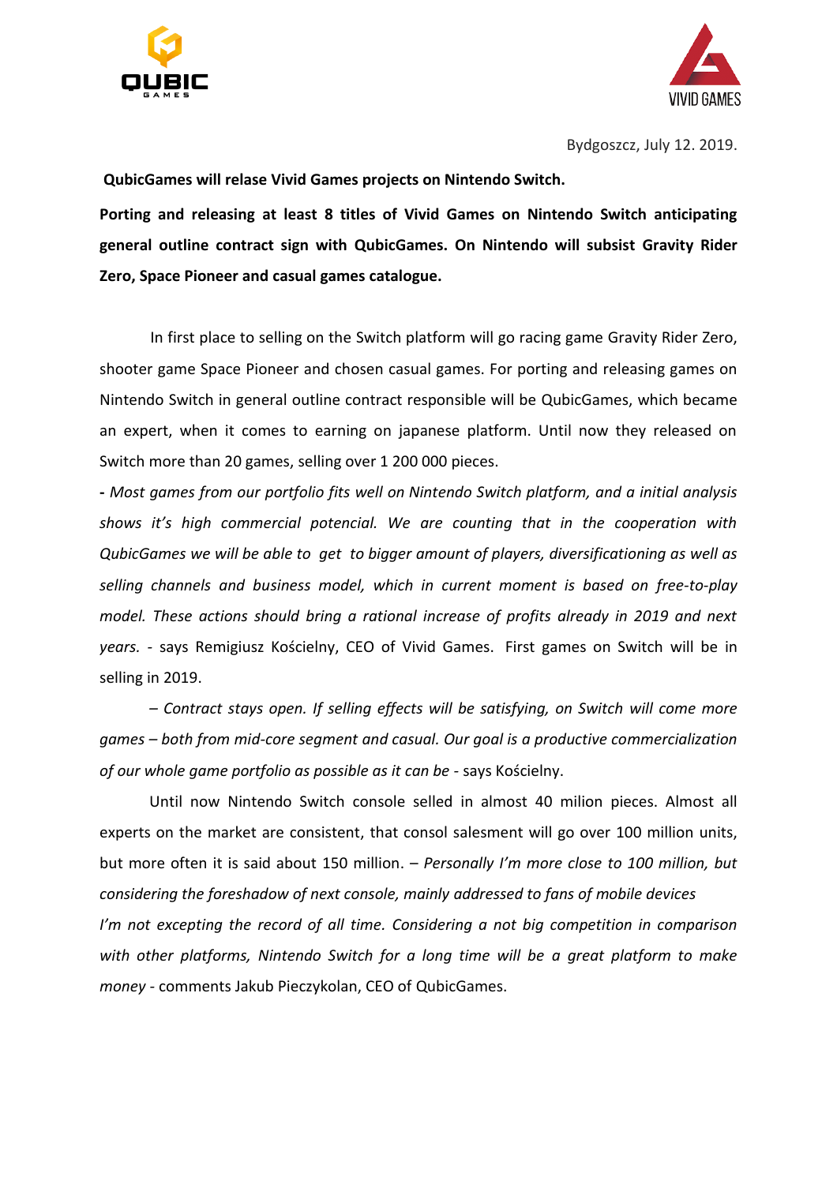Bydgoszcz, July 12. 2019.

**QubicGames will relase Vivid Games projects on Nintendo Switch.**

**Porting and releasing at least 8 titles of Vivid Games on Nintendo Switch anticipating general outline contract sign with QubicGames. On Nintendo will subsist Gravity Rider Zero, Space Pioneer and casual games catalogue.**

In first place to selling on the Switch platform will go racing game Gravity Rider Zero, shooter game Space Pioneer and chosen casual games. For porting and releasing games on Nintendo Switch in general outline contract responsible will be QubicGames, which became an expert, when it comes to earning on japanese platform. Until now they released on Switch more than 20 games, selling over 1 200 000 pieces.

**-** *Most games from our portfolio fits well on Nintendo Switch platform, and a initial analysis shows it's high commercial potencial. We are counting that in the cooperation with QubicGames we will be able to get to bigger amount of players, diversificationing as well as selling channels and business model, which in current moment is based on free-to-play model. These actions should bring a rational increase of profits already in 2019 and next years.* - says Remigiusz Kościelny, CEO of Vivid Games. First games on Switch will be in selling in 2019.

– *Contract stays open. If selling effects will be satisfying, on Switch will come more games – both from mid-core segment and casual. Our goal is a productive commercialization of our whole game portfolio as possible as it can be* - says Kościelny.

Until now Nintendo Switch console selled in almost 40 milion pieces. Almost all experts on the market are consistent, that consol salesment will go over 100 million units, but more often it is said about 150 million. – *Personally I'm more close to 100 million, but considering the foreshadow of next console, mainly addressed to fans of mobile devices I'm not excepting the record of all time. Considering a not big competition in comparison with other platforms, Nintendo Switch for a long time will be a great platform to make money* - comments Jakub Pieczykolan, CEO of QubicGames.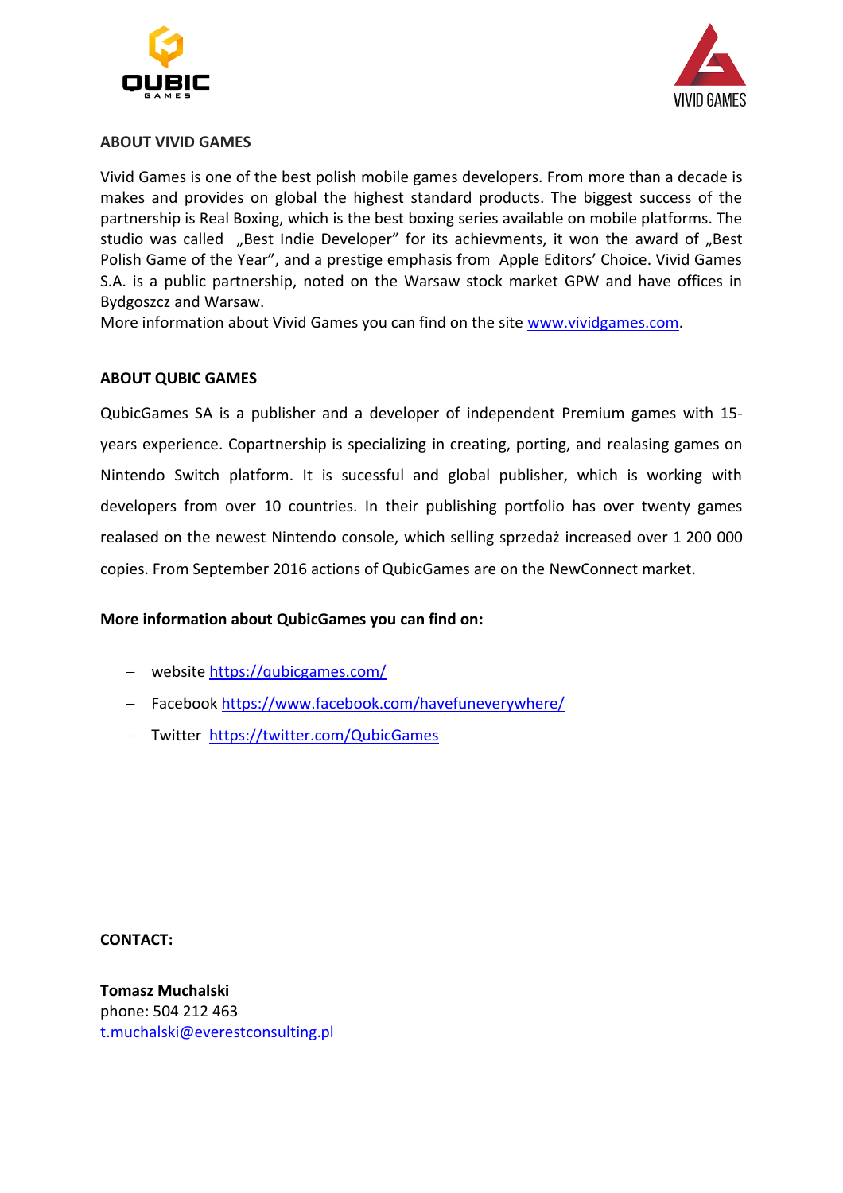## ABOUT VIVID GAMES

Vivid Games is one of the best polish mobile games developers. From more than a decade is makes and provides on global the highest standard products. The biggest success of the partnership is Real Boxing, which is the best boxing series available on mobile platforms. The studio was called „Best Indie Developer" for its achievments, it won the award of „Best Polish Game of the Year", and a prestige emphasis from Apple Editors' Choice. Vivid Games S.A. is a public partnership, noted on the Warsaw stock market GPW and have offices in Bydgoszcz and Warsaw.
More information about Vivid Games you can find on the site www.vividgames.com.

## ABOUT QUBIC GAMES

QubicGames SA is a publisher and a developer of independent Premium games with 15-years experience. Copartnership is specializing in creating, porting, and realasing games on Nintendo Switch platform. It is sucessful and global publisher, which is working with developers from over 10 countries. In their publishing portfolio has over twenty games realased on the newest Nintendo console, which selling sprzedaż increased over 1 200 000 copies. From September 2016 actions of QubicGames are on the NewConnect market.

**More information about QubicGames you can find on:**

- website https://qubicgames.com/
- Facebook https://www.facebook.com/havefuneverywhere/
- Twitter https://twitter.com/QubicGames

**CONTACT:**

**Tomasz Muchalski**
phone: 504 212 463
t.muchalski@everestconsulting.pl